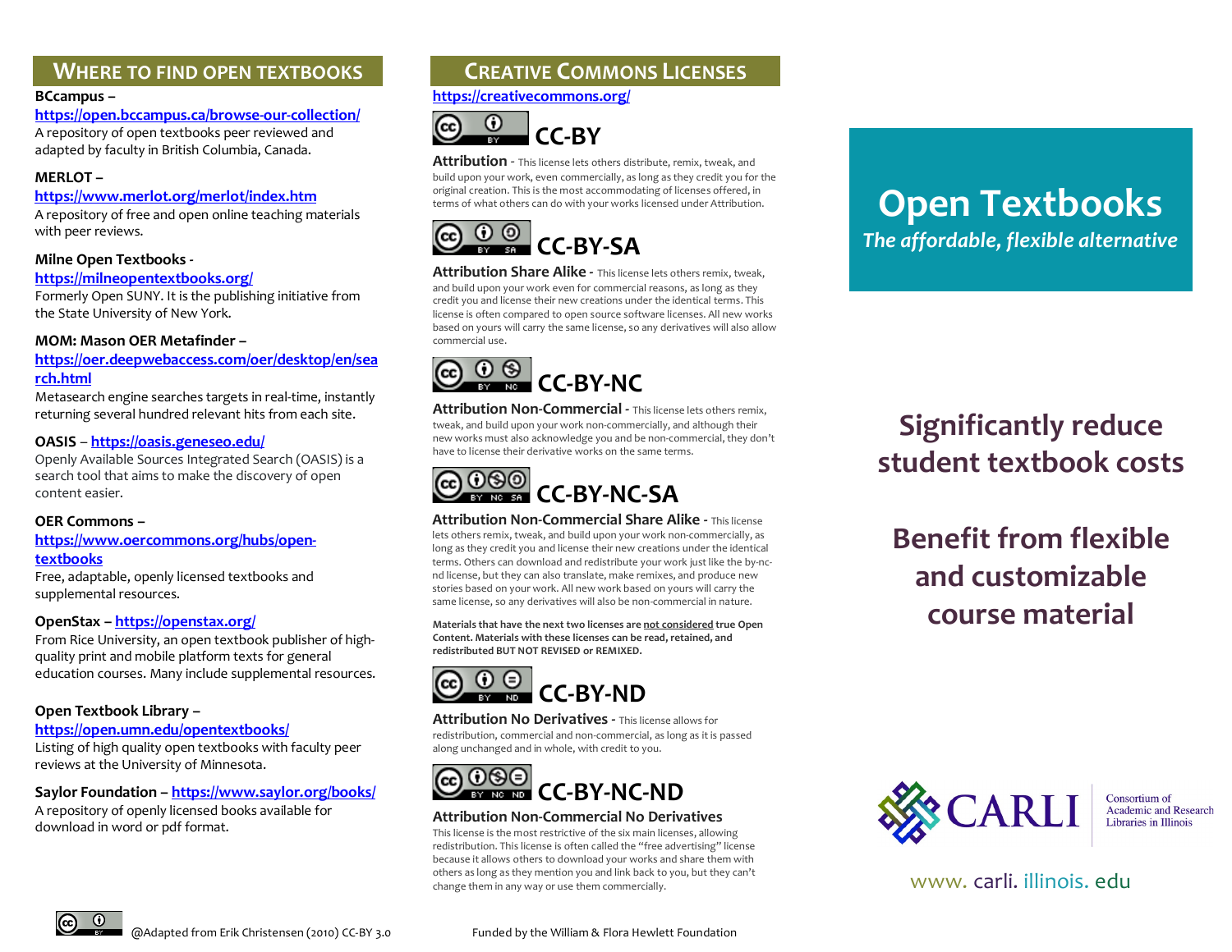## Where to Find Open Textbooks

**BCcampus –**
https://open.bccampus.ca/browse-our-collection/
A repository of open textbooks peer reviewed and adapted by faculty in British Columbia, Canada.

**MERLOT –**
https://www.merlot.org/merlot/index.htm
A repository of free and open online teaching materials with peer reviews.

**Milne Open Textbooks -**
https://milneopentextbooks.org/
Formerly Open SUNY. It is the publishing initiative from the State University of New York.

**MOM: Mason OER Metafinder –**
https://oer.deepwebaccess.com/oer/desktop/en/search.html
Metasearch engine searches targets in real-time, instantly returning several hundred relevant hits from each site.

**OASIS** – https://oasis.geneseo.edu/
Openly Available Sources Integrated Search (OASIS) is a search tool that aims to make the discovery of open content easier.

**OER Commons –**
https://www.oercommons.org/hubs/open-textbooks
Free, adaptable, openly licensed textbooks and supplemental resources.

**OpenStax –** https://openstax.org/
From Rice University, an open textbook publisher of high-quality print and mobile platform texts for general education courses. Many include supplemental resources.

**Open Textbook Library –**
https://open.umn.edu/opentextbooks/
Listing of high quality open textbooks with faculty peer reviews at the University of Minnesota.

**Saylor Foundation –** https://www.saylor.org/books/
A repository of openly licensed books available for download in word or pdf format.

@Adapted from Erik Christensen (2010) CC-BY 3.0

## Creative Commons Licenses

https://creativecommons.org/

### CC-BY

**Attribution** - This license lets others distribute, remix, tweak, and build upon your work, even commercially, as long as they credit you for the original creation. This is the most accommodating of licenses offered, in terms of what others can do with your works licensed under Attribution.

### CC-BY-SA

**Attribution Share Alike** - This license lets others remix, tweak, and build upon your work even for commercial reasons, as long as they credit you and license their new creations under the identical terms. This license is often compared to open source software licenses. All new works based on yours will carry the same license, so any derivatives will also allow commercial use.

### CC-BY-NC

**Attribution Non-Commercial** - This license lets others remix, tweak, and build upon your work non-commercially, and although their new works must also acknowledge you and be non-commercial, they don't have to license their derivative works on the same terms.

### CC-BY-NC-SA

**Attribution Non-Commercial Share Alike** - This license lets others remix, tweak, and build upon your work non-commercially, as long as they credit you and license their new creations under the identical terms. Others can download and redistribute your work just like the by-nc-nd license, but they can also translate, make remixes, and produce new stories based on your work. All new work based on yours will carry the same license, so any derivatives will also be non-commercial in nature.

**Materials that have the next two licenses are not considered true Open Content. Materials with these licenses can be read, retained, and redistributed BUT NOT REVISED or REMIXED.**

### CC-BY-ND

**Attribution No Derivatives** - This license allows for redistribution, commercial and non-commercial, as long as it is passed along unchanged and in whole, with credit to you.

### CC-BY-NC-ND

**Attribution Non-Commercial No Derivatives**
This license is the most restrictive of the six main licenses, allowing redistribution. This license is often called the "free advertising" license because it allows others to download your works and share them with others as long as they mention you and link back to you, but they can't change them in any way or use them commercially.

Funded by the William & Flora Hewlett Foundation

# Open Textbooks

*The affordable, flexible alternative*

## Significantly reduce student textbook costs

## Benefit from flexible and customizable course material

CARLI
Consortium of Academic and Research Libraries in Illinois

www. carli. illinois. edu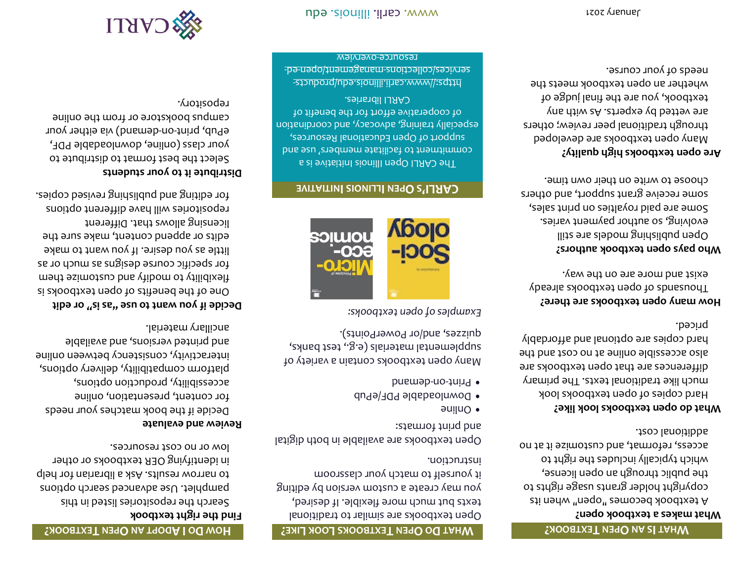## What is an Open Textbook?

**What makes a textbook open?**

A textbook becomes "open" when its copyright holder grants usage rights to the public through an open license, which typically includes the right to access, reformat, and customize it at no additional cost.

**What do open textbooks look like?**

Hard copies of open textbooks look much like traditional texts. The primary differences are that open textbooks are also accessible online at no cost and the hard copies are optional and affordably priced.

**How many open textbooks are there?**

Thousands of open textbooks already exist and more are on the way.

**Who pays open textbook authors?**

Open publishing models are still evolving, so author payment varies. Some are paid royalties on print sales, some receive grant support, and others choose to write on their own time.

**Are open textbooks high quality?**

Many open textbooks are developed through traditional peer review; others are vetted by experts. As with any textbook, you are the final judge of whether an open textbook meets the needs of your course.

## What do Open Textbooks Look Like?

Open textbooks are similar to traditional texts but much more flexible. If desired, you may create a custom version by editing it yourself to match your classroom instruction.

Open textbooks are available in both digital and print formats:

- Online
- Downloadable PDF/ePub
- Print-on-demand

Many open textbooks contain a variety of supplemental materials (e.g., test banks, quizzes, and/or PowerPoints).

*Examples of open textbooks:*

## CARLI's Open Illinois Initiative

The CARLI Open Illinois Initiative is a commitment to facilitate members' use and support of Open Educational Resources, especially training, advocacy, and coordination of cooperative effort for the benefit of CARLI libraries.

https://www.carli.illinois.edu/products-services/collections-management/open-ed-resource-overview

## How do I Adopt an Open Textbook?

**Find the right textbook**

Search the repositories listed in this pamphlet. Use advanced search options to narrow results. Ask a librarian for help in identifying OER textbooks or other low or no cost resources.

**Review and evaluate**

Decide if the book matches your needs for content, presentation, online accessibility, production options, platform compatibility, delivery options, interactivity, consistency between online and printed versions, and available ancillary material.

**Decide if you want to use "as is" or edit**

One of the benefits of open textbooks is flexibility to modify and customize them for specific course designs as much or as little as you desire. If you want to make edits or append content, make sure the licensing allows that. Different repositories will have different options for editing and publishing revised copies.

**Distribute it to your students**

Select the best format to distribute to your class (online, downloadable PDF, ePub, print-on-demand) via either your campus bookstore or from the online repository.

CARLI

www.carli.illinois.edu

January 2021